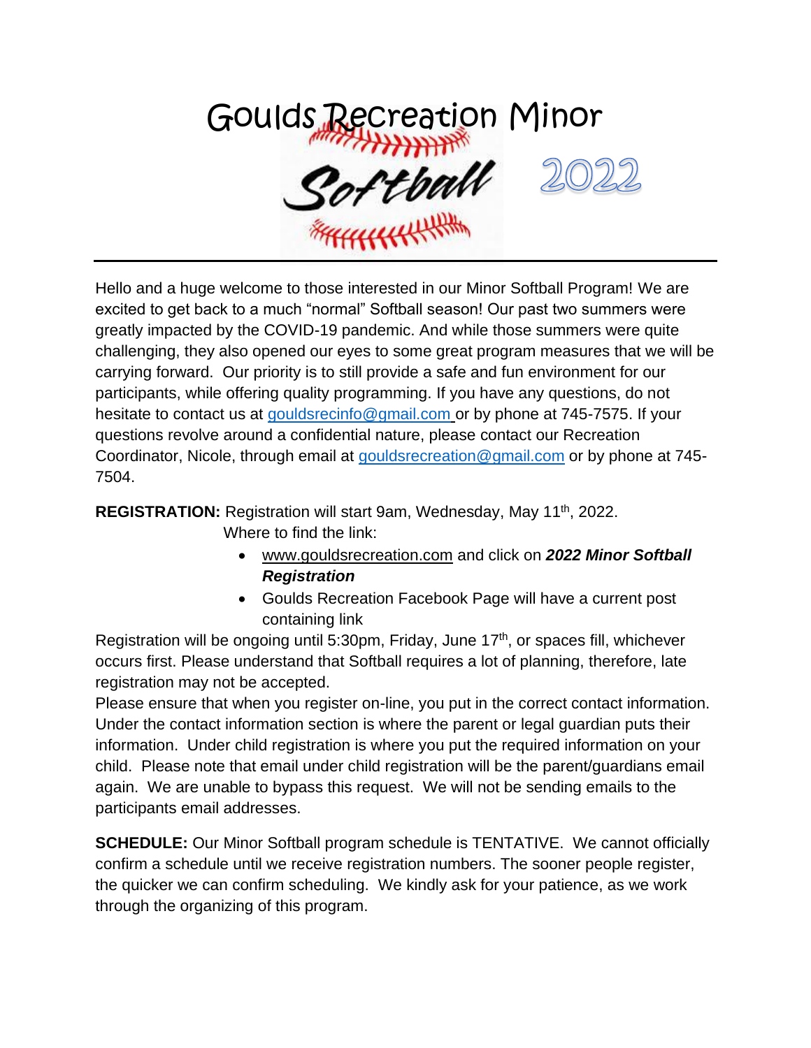# Goulds Recreation Minor Softball 2022

Hello and a huge welcome to those interested in our Minor Softball Program! We are excited to get back to a much "normal" Softball season! Our past two summers were greatly impacted by the COVID-19 pandemic. And while those summers were quite challenging, they also opened our eyes to some great program measures that we will be carrying forward. Our priority is to still provide a safe and fun environment for our participants, while offering quality programming. If you have any questions, do not hesitate to contact us at gouldsrecinfo@gmail.com or by phone at 745-7575. If your questions revolve around a confidential nature, please contact our Recreation Coordinator, Nicole, through email at gouldsrecreation@gmail.com or by phone at 745-7504.

**REGISTRATION:** Registration will start 9am, Wednesday, May 11th, 2022.
Where to find the link:

- www.gouldsrecreation.com and click on ***2022 Minor Softball Registration***
- Goulds Recreation Facebook Page will have a current post containing link

Registration will be ongoing until 5:30pm, Friday, June 17th, or spaces fill, whichever occurs first. Please understand that Softball requires a lot of planning, therefore, late registration may not be accepted.
Please ensure that when you register on-line, you put in the correct contact information. Under the contact information section is where the parent or legal guardian puts their information. Under child registration is where you put the required information on your child. Please note that email under child registration will be the parent/guardians email again. We are unable to bypass this request. We will not be sending emails to the participants email addresses.

**SCHEDULE:** Our Minor Softball program schedule is TENTATIVE. We cannot officially confirm a schedule until we receive registration numbers. The sooner people register, the quicker we can confirm scheduling. We kindly ask for your patience, as we work through the organizing of this program.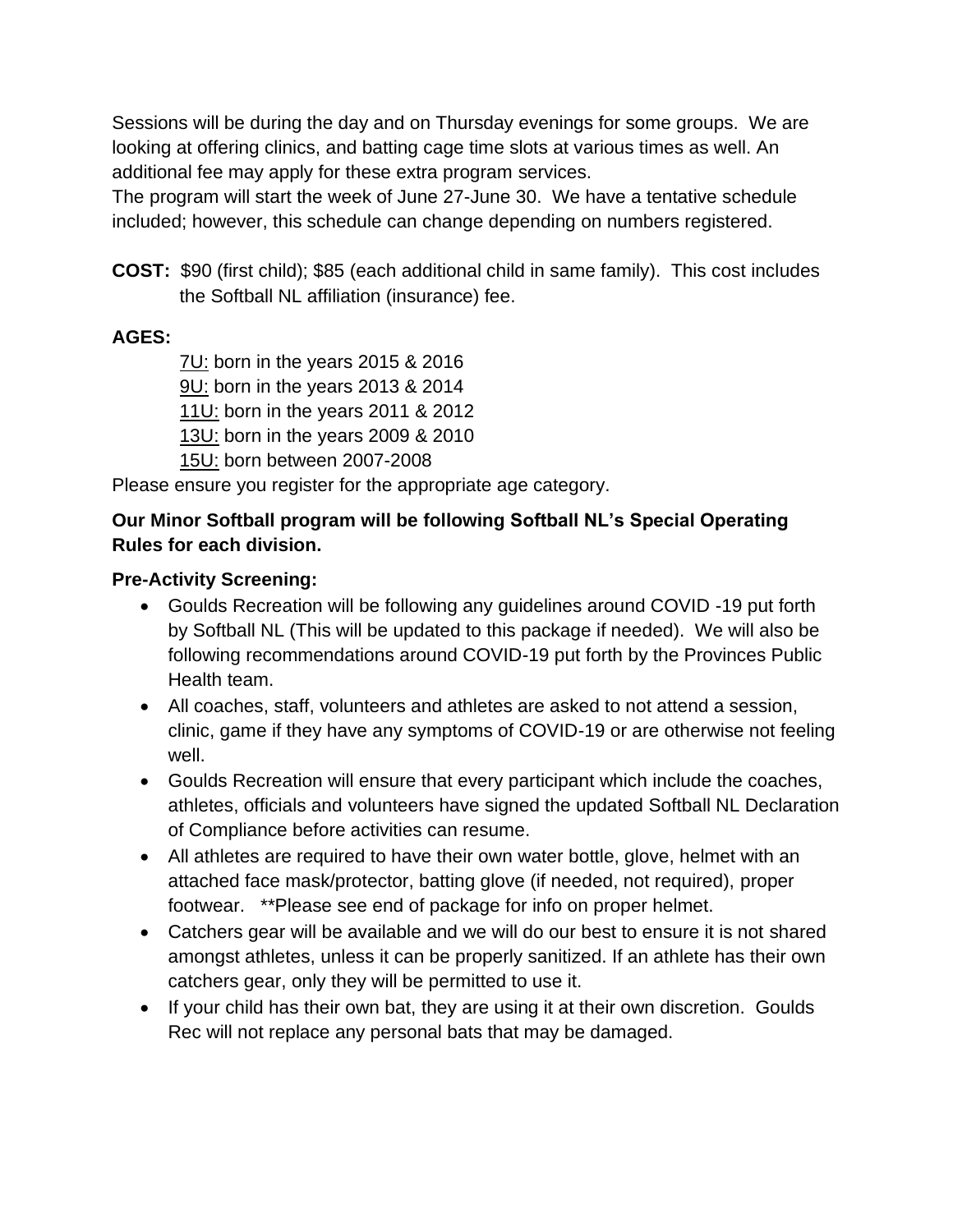Sessions will be during the day and on Thursday evenings for some groups. We are looking at offering clinics, and batting cage time slots at various times as well. An additional fee may apply for these extra program services.

The program will start the week of June 27-June 30. We have a tentative schedule included; however, this schedule can change depending on numbers registered.

**COST:** $90 (first child); $85 (each additional child in same family). This cost includes the Softball NL affiliation (insurance) fee.

**AGES:**

<u>7U:</u> born in the years 2015 & 2016
<u>9U:</u> born in the years 2013 & 2014
<u>11U:</u> born in the years 2011 & 2012
<u>13U:</u> born in the years 2009 & 2010
<u>15U:</u> born between 2007-2008

Please ensure you register for the appropriate age category.

**Our Minor Softball program will be following Softball NL's Special Operating Rules for each division.**

**Pre-Activity Screening:**

- Goulds Recreation will be following any guidelines around COVID -19 put forth by Softball NL (This will be updated to this package if needed). We will also be following recommendations around COVID-19 put forth by the Provinces Public Health team.
- All coaches, staff, volunteers and athletes are asked to not attend a session, clinic, game if they have any symptoms of COVID-19 or are otherwise not feeling well.
- Goulds Recreation will ensure that every participant which include the coaches, athletes, officials and volunteers have signed the updated Softball NL Declaration of Compliance before activities can resume.
- All athletes are required to have their own water bottle, glove, helmet with an attached face mask/protector, batting glove (if needed, not required), proper footwear. **Please see end of package for info on proper helmet.
- Catchers gear will be available and we will do our best to ensure it is not shared amongst athletes, unless it can be properly sanitized. If an athlete has their own catchers gear, only they will be permitted to use it.
- If your child has their own bat, they are using it at their own discretion. Goulds Rec will not replace any personal bats that may be damaged.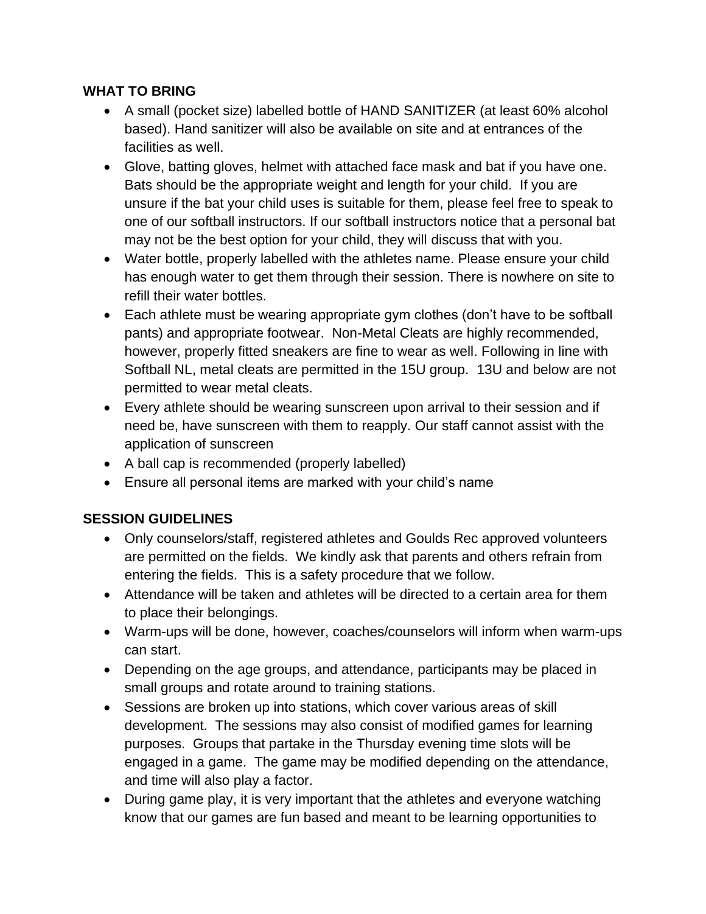## WHAT TO BRING

- A small (pocket size) labelled bottle of HAND SANITIZER (at least 60% alcohol based). Hand sanitizer will also be available on site and at entrances of the facilities as well.
- Glove, batting gloves, helmet with attached face mask and bat if you have one. Bats should be the appropriate weight and length for your child. If you are unsure if the bat your child uses is suitable for them, please feel free to speak to one of our softball instructors. If our softball instructors notice that a personal bat may not be the best option for your child, they will discuss that with you.
- Water bottle, properly labelled with the athletes name. Please ensure your child has enough water to get them through their session. There is nowhere on site to refill their water bottles.
- Each athlete must be wearing appropriate gym clothes (don't have to be softball pants) and appropriate footwear. Non-Metal Cleats are highly recommended, however, properly fitted sneakers are fine to wear as well. Following in line with Softball NL, metal cleats are permitted in the 15U group. 13U and below are not permitted to wear metal cleats.
- Every athlete should be wearing sunscreen upon arrival to their session and if need be, have sunscreen with them to reapply. Our staff cannot assist with the application of sunscreen
- A ball cap is recommended (properly labelled)
- Ensure all personal items are marked with your child's name

## SESSION GUIDELINES

- Only counselors/staff, registered athletes and Goulds Rec approved volunteers are permitted on the fields. We kindly ask that parents and others refrain from entering the fields. This is a safety procedure that we follow.
- Attendance will be taken and athletes will be directed to a certain area for them to place their belongings.
- Warm-ups will be done, however, coaches/counselors will inform when warm-ups can start.
- Depending on the age groups, and attendance, participants may be placed in small groups and rotate around to training stations.
- Sessions are broken up into stations, which cover various areas of skill development. The sessions may also consist of modified games for learning purposes. Groups that partake in the Thursday evening time slots will be engaged in a game. The game may be modified depending on the attendance, and time will also play a factor.
- During game play, it is very important that the athletes and everyone watching know that our games are fun based and meant to be learning opportunities to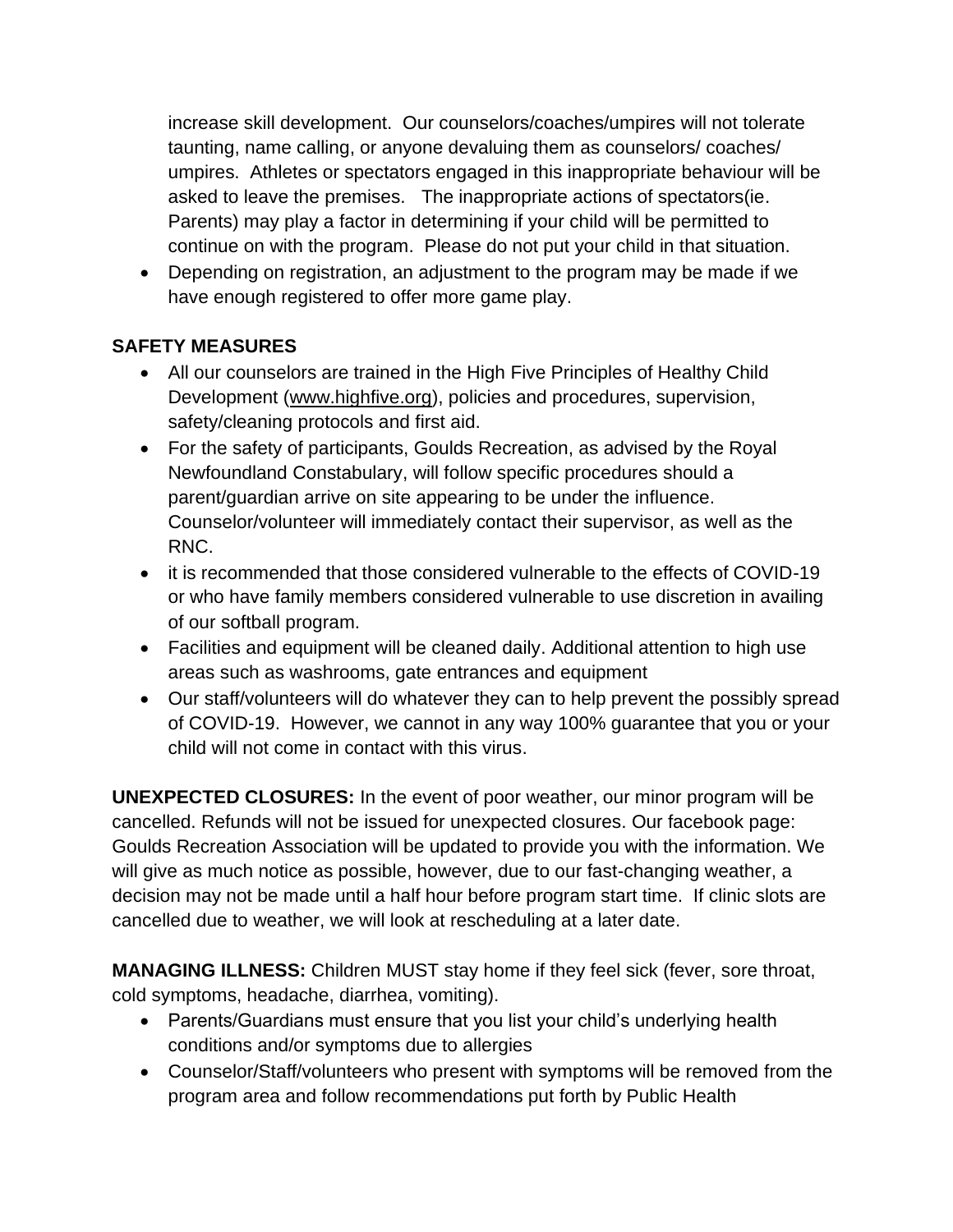increase skill development. Our counselors/coaches/umpires will not tolerate taunting, name calling, or anyone devaluing them as counselors/ coaches/ umpires. Athletes or spectators engaged in this inappropriate behaviour will be asked to leave the premises. The inappropriate actions of spectators(ie. Parents) may play a factor in determining if your child will be permitted to continue on with the program. Please do not put your child in that situation.

- Depending on registration, an adjustment to the program may be made if we have enough registered to offer more game play.

**SAFETY MEASURES**

- All our counselors are trained in the High Five Principles of Healthy Child Development (www.highfive.org), policies and procedures, supervision, safety/cleaning protocols and first aid.
- For the safety of participants, Goulds Recreation, as advised by the Royal Newfoundland Constabulary, will follow specific procedures should a parent/guardian arrive on site appearing to be under the influence. Counselor/volunteer will immediately contact their supervisor, as well as the RNC.
- it is recommended that those considered vulnerable to the effects of COVID-19 or who have family members considered vulnerable to use discretion in availing of our softball program.
- Facilities and equipment will be cleaned daily. Additional attention to high use areas such as washrooms, gate entrances and equipment
- Our staff/volunteers will do whatever they can to help prevent the possibly spread of COVID-19. However, we cannot in any way 100% guarantee that you or your child will not come in contact with this virus.

**UNEXPECTED CLOSURES:** In the event of poor weather, our minor program will be cancelled. Refunds will not be issued for unexpected closures. Our facebook page: Goulds Recreation Association will be updated to provide you with the information. We will give as much notice as possible, however, due to our fast-changing weather, a decision may not be made until a half hour before program start time. If clinic slots are cancelled due to weather, we will look at rescheduling at a later date.

**MANAGING ILLNESS:** Children MUST stay home if they feel sick (fever, sore throat, cold symptoms, headache, diarrhea, vomiting).

- Parents/Guardians must ensure that you list your child's underlying health conditions and/or symptoms due to allergies
- Counselor/Staff/volunteers who present with symptoms will be removed from the program area and follow recommendations put forth by Public Health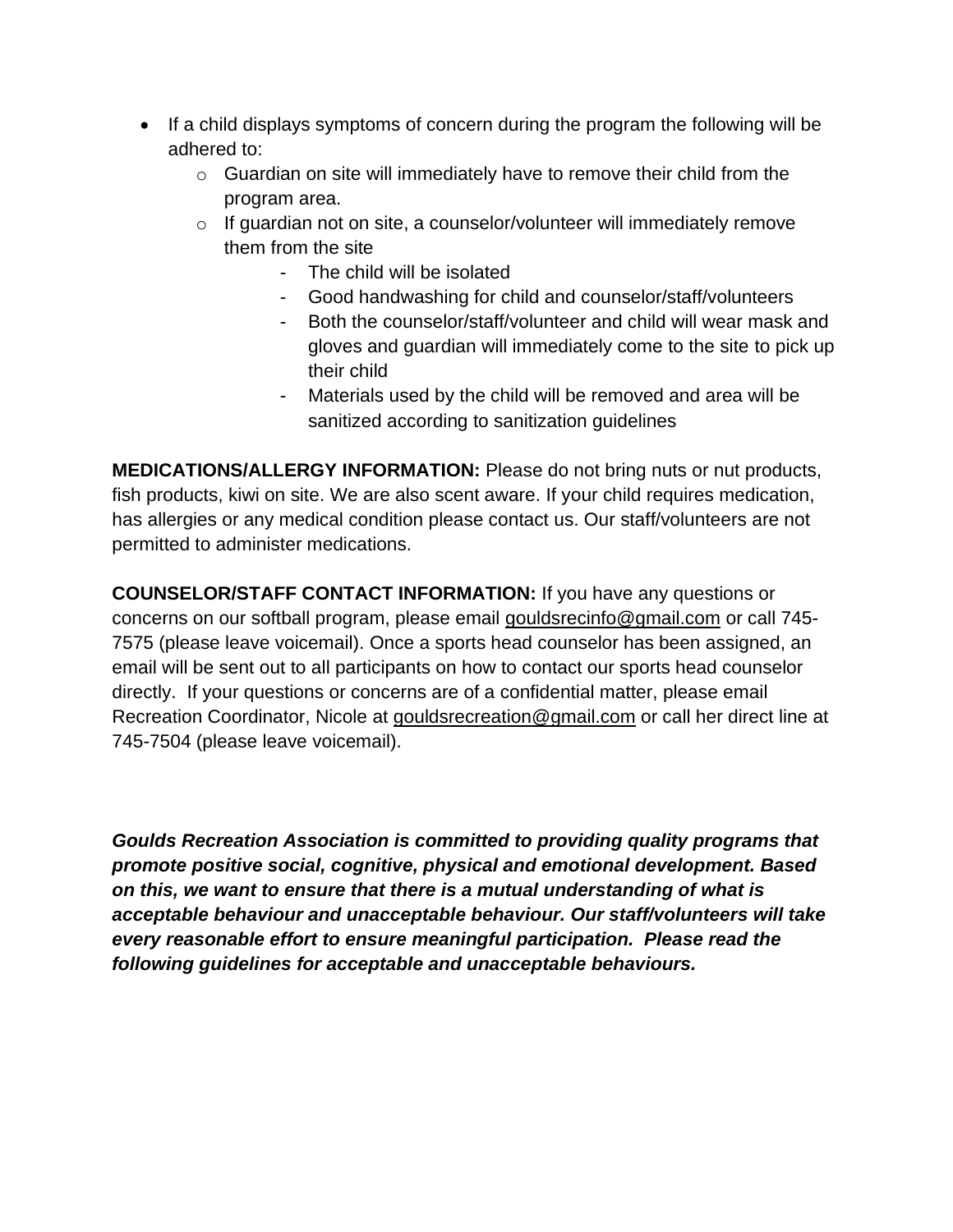- If a child displays symptoms of concern during the program the following will be adhered to:
    - Guardian on site will immediately have to remove their child from the program area.
    - If guardian not on site, a counselor/volunteer will immediately remove them from the site
        - The child will be isolated
        - Good handwashing for child and counselor/staff/volunteers
        - Both the counselor/staff/volunteer and child will wear mask and gloves and guardian will immediately come to the site to pick up their child
        - Materials used by the child will be removed and area will be sanitized according to sanitization guidelines

**MEDICATIONS/ALLERGY INFORMATION:** Please do not bring nuts or nut products, fish products, kiwi on site. We are also scent aware. If your child requires medication, has allergies or any medical condition please contact us. Our staff/volunteers are not permitted to administer medications.

**COUNSELOR/STAFF CONTACT INFORMATION:** If you have any questions or concerns on our softball program, please email gouldsrecinfo@gmail.com or call 745-7575 (please leave voicemail). Once a sports head counselor has been assigned, an email will be sent out to all participants on how to contact our sports head counselor directly. If your questions or concerns are of a confidential matter, please email Recreation Coordinator, Nicole at gouldsrecreation@gmail.com or call her direct line at 745-7504 (please leave voicemail).

***Goulds Recreation Association is committed to providing quality programs that promote positive social, cognitive, physical and emotional development. Based on this, we want to ensure that there is a mutual understanding of what is acceptable behaviour and unacceptable behaviour. Our staff/volunteers will take every reasonable effort to ensure meaningful participation. Please read the following guidelines for acceptable and unacceptable behaviours.***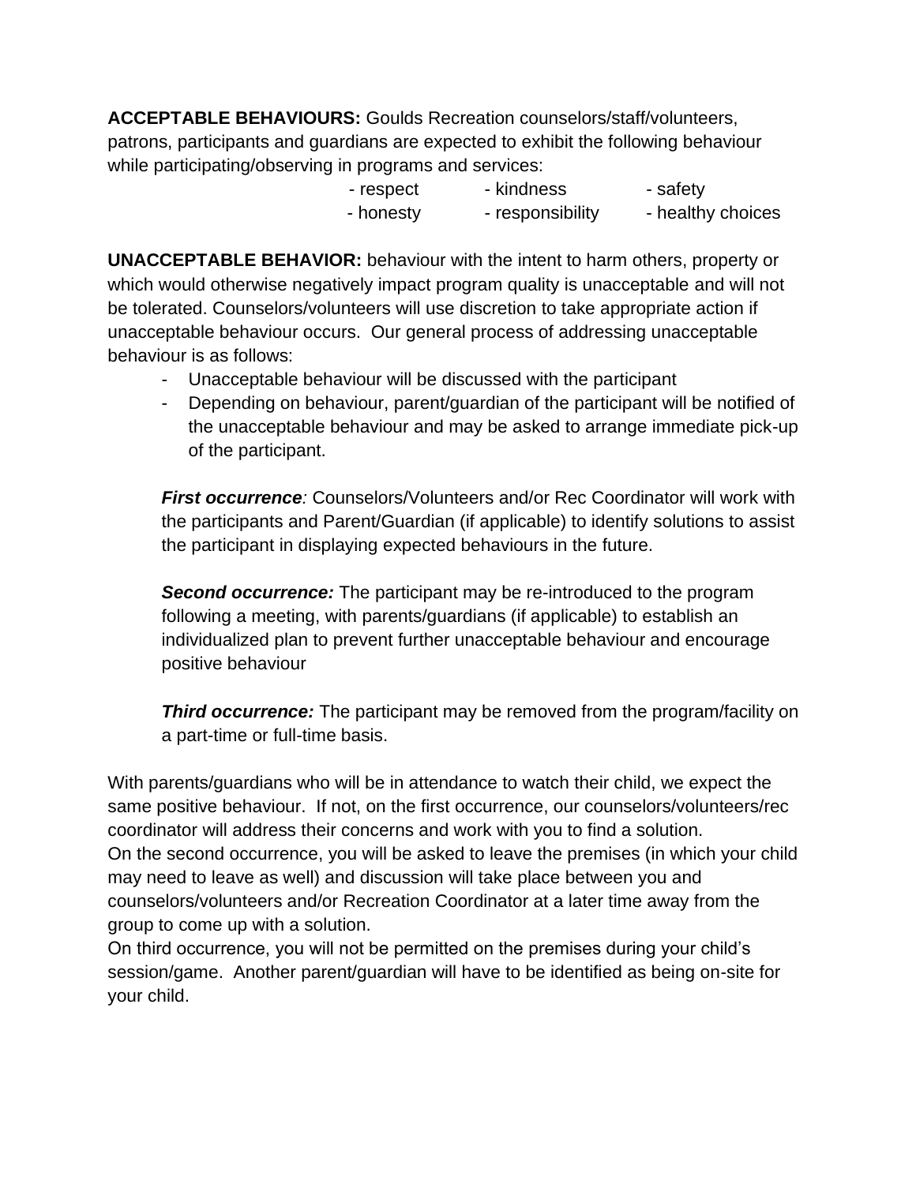**ACCEPTABLE BEHAVIOURS:** Goulds Recreation counselors/staff/volunteers, patrons, participants and guardians are expected to exhibit the following behaviour while participating/observing in programs and services:

- respect
- kindness
- safety
- honesty
- responsibility
- healthy choices

**UNACCEPTABLE BEHAVIOR:** behaviour with the intent to harm others, property or which would otherwise negatively impact program quality is unacceptable and will not be tolerated. Counselors/volunteers will use discretion to take appropriate action if unacceptable behaviour occurs. Our general process of addressing unacceptable behaviour is as follows:

- Unacceptable behaviour will be discussed with the participant
- Depending on behaviour, parent/guardian of the participant will be notified of the unacceptable behaviour and may be asked to arrange immediate pick-up of the participant.

***First occurrence****:* Counselors/Volunteers and/or Rec Coordinator will work with the participants and Parent/Guardian (if applicable) to identify solutions to assist the participant in displaying expected behaviours in the future.

***Second occurrence:*** The participant may be re-introduced to the program following a meeting, with parents/guardians (if applicable) to establish an individualized plan to prevent further unacceptable behaviour and encourage positive behaviour

***Third occurrence:*** The participant may be removed from the program/facility on a part-time or full-time basis.

With parents/guardians who will be in attendance to watch their child, we expect the same positive behaviour. If not, on the first occurrence, our counselors/volunteers/rec coordinator will address their concerns and work with you to find a solution.
On the second occurrence, you will be asked to leave the premises (in which your child may need to leave as well) and discussion will take place between you and counselors/volunteers and/or Recreation Coordinator at a later time away from the group to come up with a solution.
On third occurrence, you will not be permitted on the premises during your child's session/game. Another parent/guardian will have to be identified as being on-site for your child.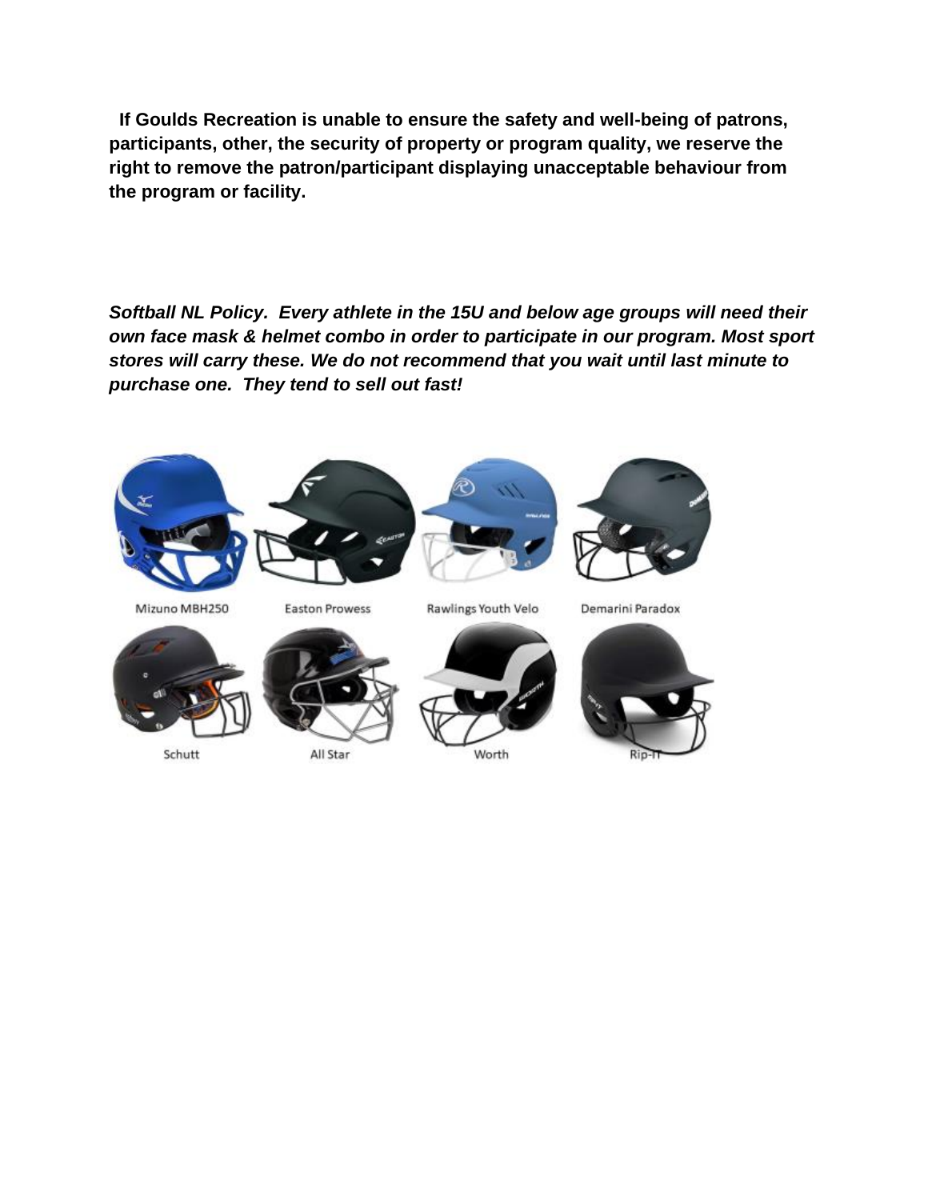**If Goulds Recreation is unable to ensure the safety and well-being of patrons, participants, other, the security of property or program quality, we reserve the right to remove the patron/participant displaying unacceptable behaviour from the program or facility.**

***Softball NL Policy. Every athlete in the 15U and below age groups will need their own face mask & helmet combo in order to participate in our program. Most sport stores will carry these. We do not recommend that you wait until last minute to purchase one. They tend to sell out fast!***

Mizuno MBH250

Easton Prowess

Rawlings Youth Velo

Demarini Paradox

Schutt

All Star

Worth

Rip-IT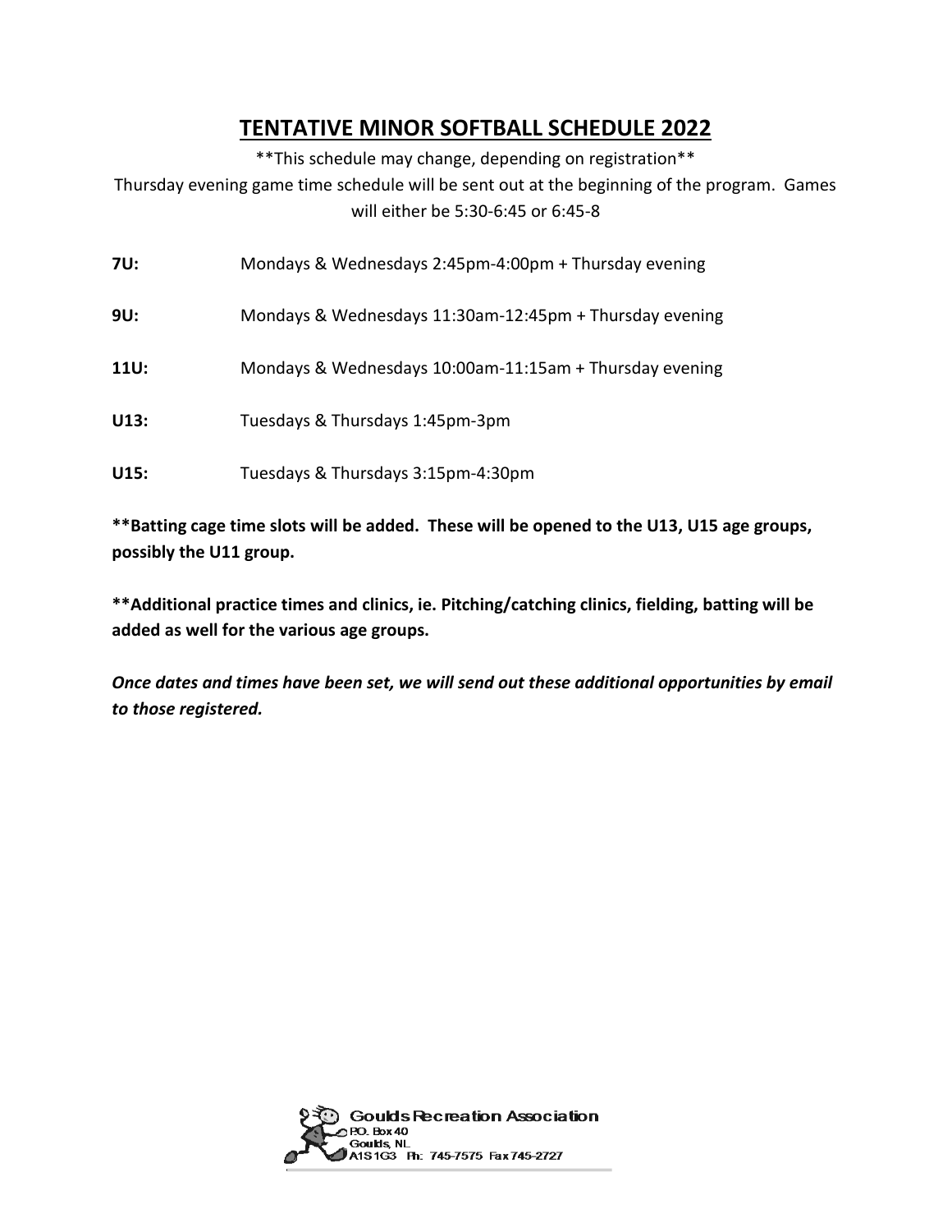# TENTATIVE MINOR SOFTBALL SCHEDULE 2022

**This schedule may change, depending on registration**

Thursday evening game time schedule will be sent out at the beginning of the program. Games will either be 5:30-6:45 or 6:45-8

**7U:** Mondays & Wednesdays 2:45pm-4:00pm + Thursday evening

**9U:** Mondays & Wednesdays 11:30am-12:45pm + Thursday evening

**11U:** Mondays & Wednesdays 10:00am-11:15am + Thursday evening

**U13:** Tuesdays & Thursdays 1:45pm-3pm

**U15:** Tuesdays & Thursdays 3:15pm-4:30pm

****Batting cage time slots will be added. These will be opened to the U13, U15 age groups, possibly the U11 group.**

****Additional practice times and clinics, ie. Pitching/catching clinics, fielding, batting will be added as well for the various age groups.**

***Once dates and times have been set, we will send out these additional opportunities by email to those registered.***

Goulds Recreation Association
P.O. Box 40
Goulds, NL
A1S1G3 Ph: 745-7575 Fax 745-2727